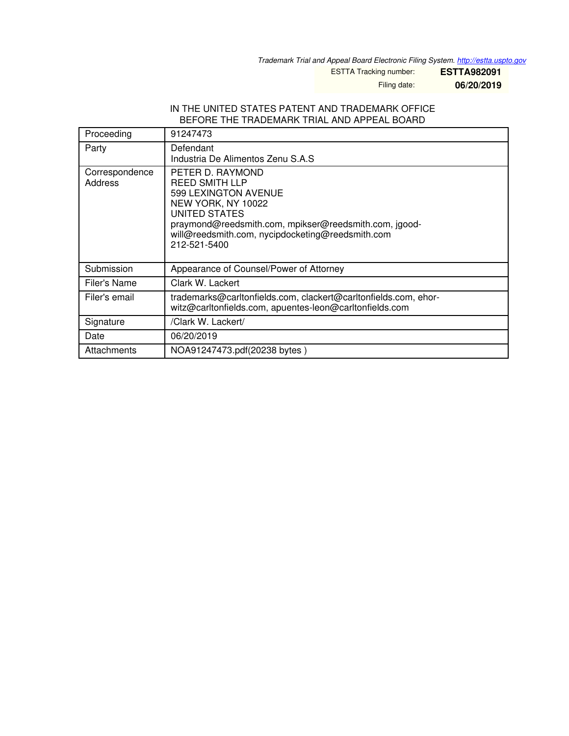*Trademark Trial and Appeal Board Electronic Filing System. http://estta.uspto.gov*

ESTTA Tracking number: **ESTTA982091**

Filing date: **06/20/2019**

IN THE UNITED STATES PATENT AND TRADEMARK OFFICE
BEFORE THE TRADEMARK TRIAL AND APPEAL BOARD

| | |
|---|---|
| Proceeding | 91247473 |
| Party | Defendant<br>Industria De Alimentos Zenu S.A.S |
| Correspondence Address | PETER D. RAYMOND<br>REED SMITH LLP<br>599 LEXINGTON AVENUE<br>NEW YORK, NY 10022<br>UNITED STATES<br>praymond@reedsmith.com, mpikser@reedsmith.com, jgoodwill@reedsmith.com, nycipdocketing@reedsmith.com<br>212-521-5400 |
| Submission | Appearance of Counsel/Power of Attorney |
| Filer's Name | Clark W. Lackert |
| Filer's email | trademarks@carltonfields.com, clackert@carltonfields.com, ehorwitz@carltonfields.com, apuentes-leon@carltonfields.com |
| Signature | /Clark W. Lackert/ |
| Date | 06/20/2019 |
| Attachments | NOA91247473.pdf(20238 bytes ) |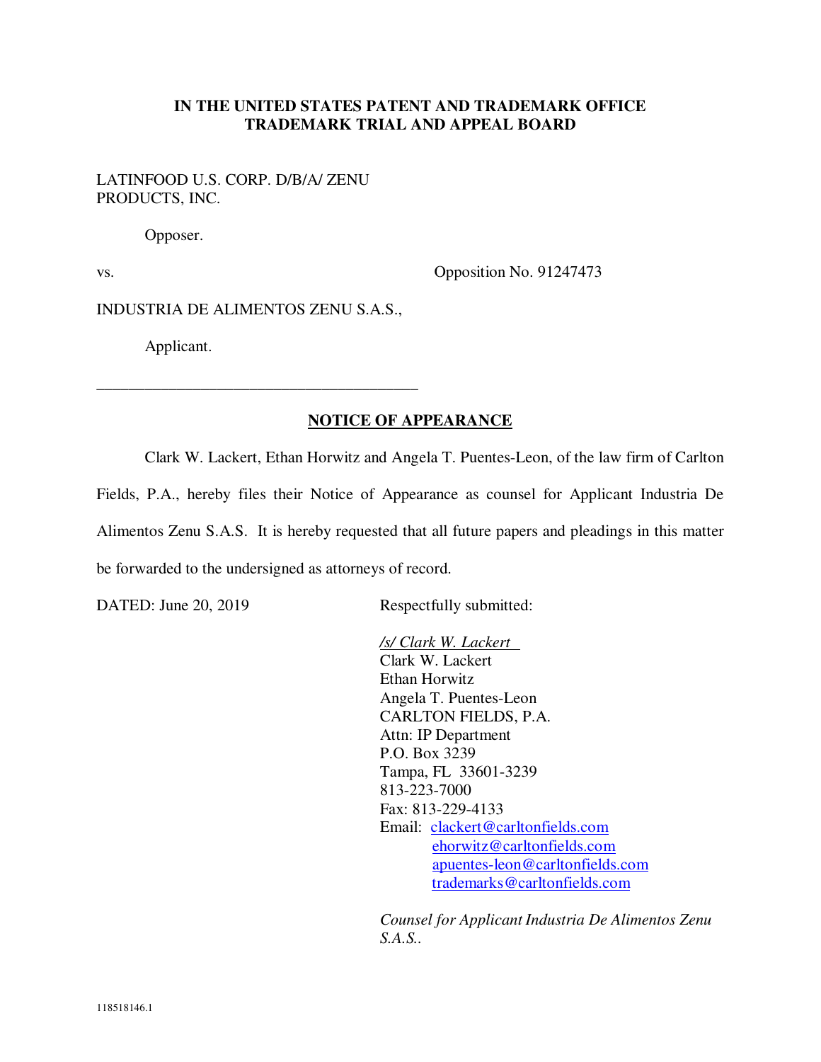**IN THE UNITED STATES PATENT AND TRADEMARK OFFICE**
**TRADEMARK TRIAL AND APPEAL BOARD**

LATINFOOD U.S. CORP. D/B/A/ ZENU PRODUCTS, INC.

Opposer.

vs. Opposition No. 91247473

INDUSTRIA DE ALIMENTOS ZENU S.A.S.,

Applicant.

______________________________________________

**NOTICE OF APPEARANCE**

Clark W. Lackert, Ethan Horwitz and Angela T. Puentes-Leon, of the law firm of Carlton Fields, P.A., hereby files their Notice of Appearance as counsel for Applicant Industria De Alimentos Zenu S.A.S. It is hereby requested that all future papers and pleadings in this matter be forwarded to the undersigned as attorneys of record.

DATED: June 20, 2019

Respectfully submitted:

*/s/ Clark W. Lackert*
Clark W. Lackert
Ethan Horwitz
Angela T. Puentes-Leon
CARLTON FIELDS, P.A.
Attn: IP Department
P.O. Box 3239
Tampa, FL 33601-3239
813-223-7000
Fax: 813-229-4133
Email: clackert@carltonfields.com
ehorwitz@carltonfields.com
apuentes-leon@carltonfields.com
trademarks@carltonfields.com

*Counsel for Applicant Industria De Alimentos Zenu S.A.S..*

118518146.1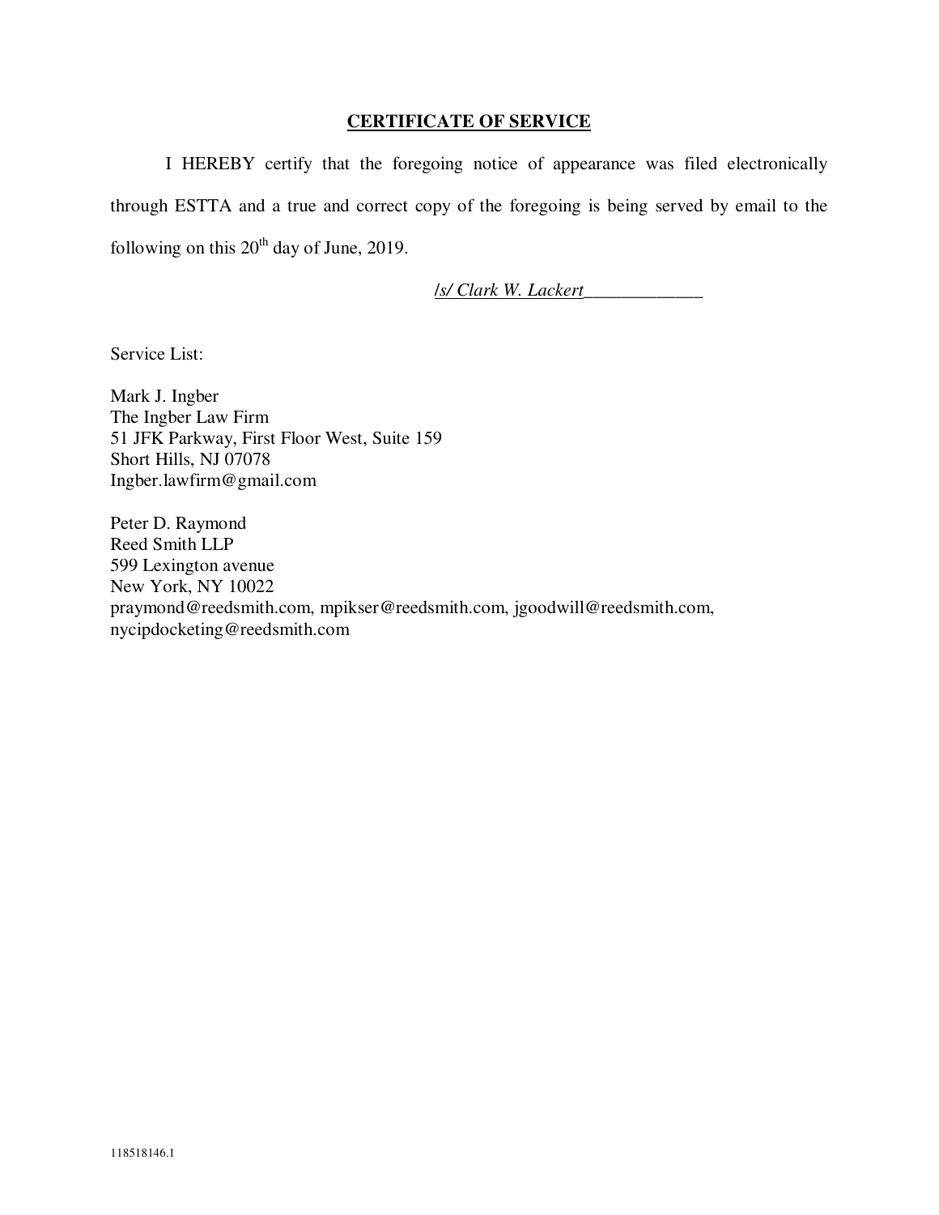## CERTIFICATE OF SERVICE

I HEREBY certify that the foregoing notice of appearance was filed electronically through ESTTA and a true and correct copy of the foregoing is being served by email to the following on this 20th day of June, 2019.

*/s/ Clark W. Lackert*_____________

Service List:

Mark J. Ingber
The Ingber Law Firm
51 JFK Parkway, First Floor West, Suite 159
Short Hills, NJ 07078
Ingber.lawfirm@gmail.com

Peter D. Raymond
Reed Smith LLP
599 Lexington avenue
New York, NY 10022
praymond@reedsmith.com, mpikser@reedsmith.com, jgoodwill@reedsmith.com, nycipdocketing@reedsmith.com

118518146.1